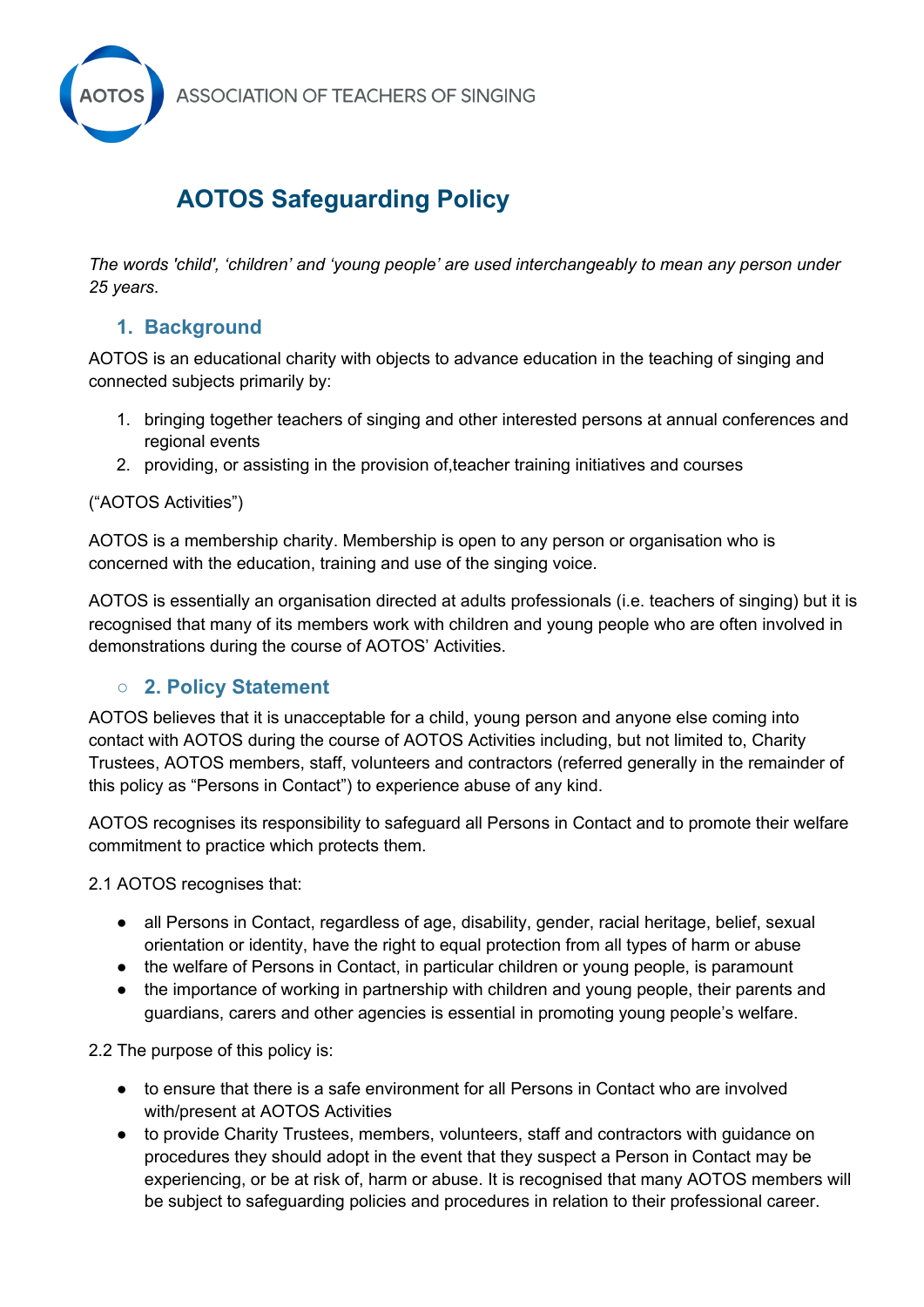AOTOS ASSOCIATION OF TEACHERS OF SINGING

# AOTOS Safeguarding Policy

*The words 'child', 'children' and 'young people' are used interchangeably to mean any person under 25 years*.

## 1. Background

AOTOS is an educational charity with objects to advance education in the teaching of singing and connected subjects primarily by:

1. bringing together teachers of singing and other interested persons at annual conferences and regional events
2. providing, or assisting in the provision of,teacher training initiatives and courses

("AOTOS Activities")

AOTOS is a membership charity. Membership is open to any person or organisation who is concerned with the education, training and use of the singing voice.

AOTOS is essentially an organisation directed at adults professionals (i.e. teachers of singing) but it is recognised that many of its members work with children and young people who are often involved in demonstrations during the course of AOTOS' Activities.

## 2. Policy Statement

AOTOS believes that it is unacceptable for a child, young person and anyone else coming into contact with AOTOS during the course of AOTOS Activities including, but not limited to, Charity Trustees, AOTOS members, staff, volunteers and contractors (referred generally in the remainder of this policy as "Persons in Contact") to experience abuse of any kind.

AOTOS recognises its responsibility to safeguard all Persons in Contact and to promote their welfare commitment to practice which protects them.

2.1 AOTOS recognises that:

- all Persons in Contact, regardless of age, disability, gender, racial heritage, belief, sexual orientation or identity, have the right to equal protection from all types of harm or abuse
- the welfare of Persons in Contact, in particular children or young people, is paramount
- the importance of working in partnership with children and young people, their parents and guardians, carers and other agencies is essential in promoting young people's welfare.

2.2 The purpose of this policy is:

- to ensure that there is a safe environment for all Persons in Contact who are involved with/present at AOTOS Activities
- to provide Charity Trustees, members, volunteers, staff and contractors with guidance on procedures they should adopt in the event that they suspect a Person in Contact may be experiencing, or be at risk of, harm or abuse. It is recognised that many AOTOS members will be subject to safeguarding policies and procedures in relation to their professional career.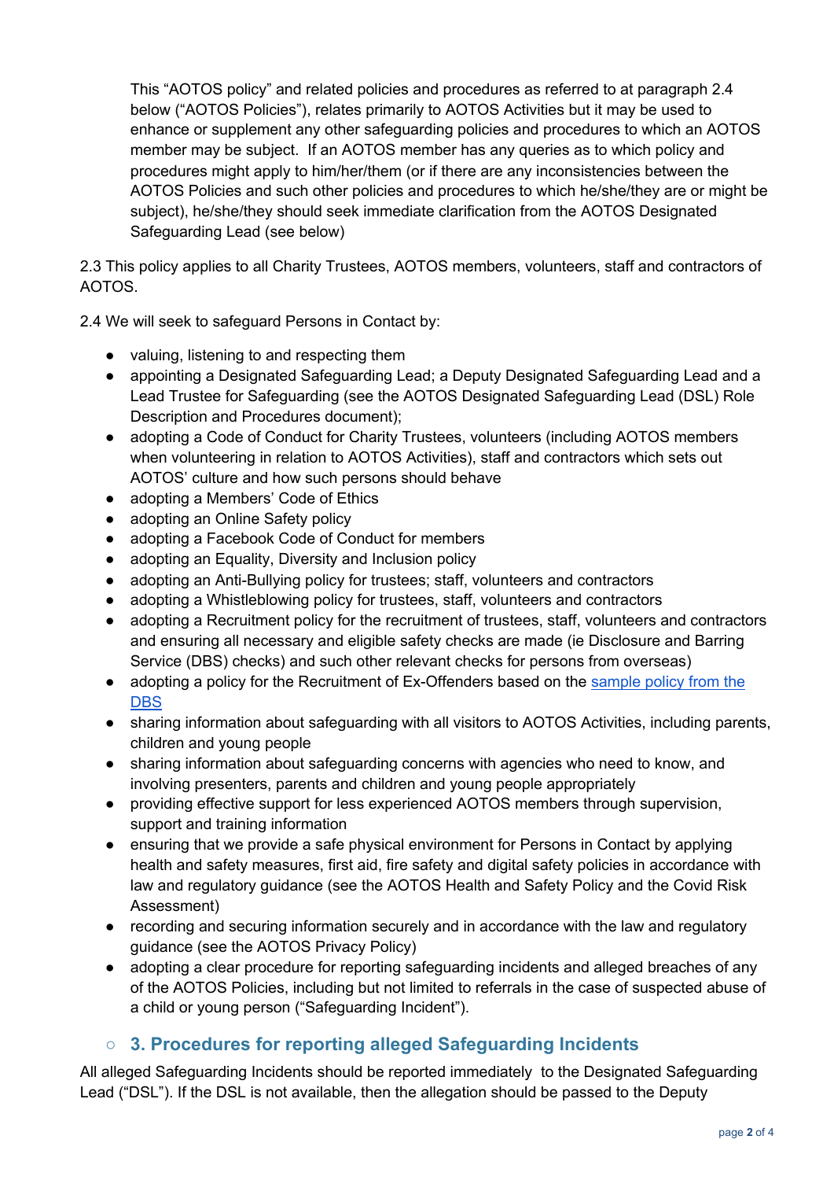This "AOTOS policy" and related policies and procedures as referred to at paragraph 2.4 below ("AOTOS Policies"), relates primarily to AOTOS Activities but it may be used to enhance or supplement any other safeguarding policies and procedures to which an AOTOS member may be subject. If an AOTOS member has any queries as to which policy and procedures might apply to him/her/them (or if there are any inconsistencies between the AOTOS Policies and such other policies and procedures to which he/she/they are or might be subject), he/she/they should seek immediate clarification from the AOTOS Designated Safeguarding Lead (see below)

2.3 This policy applies to all Charity Trustees, AOTOS members, volunteers, staff and contractors of AOTOS.

2.4 We will seek to safeguard Persons in Contact by:

- valuing, listening to and respecting them
- appointing a Designated Safeguarding Lead; a Deputy Designated Safeguarding Lead and a Lead Trustee for Safeguarding (see the AOTOS Designated Safeguarding Lead (DSL) Role Description and Procedures document);
- adopting a Code of Conduct for Charity Trustees, volunteers (including AOTOS members when volunteering in relation to AOTOS Activities), staff and contractors which sets out AOTOS' culture and how such persons should behave
- adopting a Members' Code of Ethics
- adopting an Online Safety policy
- adopting a Facebook Code of Conduct for members
- adopting an Equality, Diversity and Inclusion policy
- adopting an Anti-Bullying policy for trustees; staff, volunteers and contractors
- adopting a Whistleblowing policy for trustees, staff, volunteers and contractors
- adopting a Recruitment policy for the recruitment of trustees, staff, volunteers and contractors and ensuring all necessary and eligible safety checks are made (ie Disclosure and Barring Service (DBS) checks) and such other relevant checks for persons from overseas)
- adopting a policy for the Recruitment of Ex-Offenders based on the sample policy from the DBS
- sharing information about safeguarding with all visitors to AOTOS Activities, including parents, children and young people
- sharing information about safeguarding concerns with agencies who need to know, and involving presenters, parents and children and young people appropriately
- providing effective support for less experienced AOTOS members through supervision, support and training information
- ensuring that we provide a safe physical environment for Persons in Contact by applying health and safety measures, first aid, fire safety and digital safety policies in accordance with law and regulatory guidance (see the AOTOS Health and Safety Policy and the Covid Risk Assessment)
- recording and securing information securely and in accordance with the law and regulatory guidance (see the AOTOS Privacy Policy)
- adopting a clear procedure for reporting safeguarding incidents and alleged breaches of any of the AOTOS Policies, including but not limited to referrals in the case of suspected abuse of a child or young person ("Safeguarding Incident").

## 3. Procedures for reporting alleged Safeguarding Incidents

All alleged Safeguarding Incidents should be reported immediately to the Designated Safeguarding Lead ("DSL"). If the DSL is not available, then the allegation should be passed to the Deputy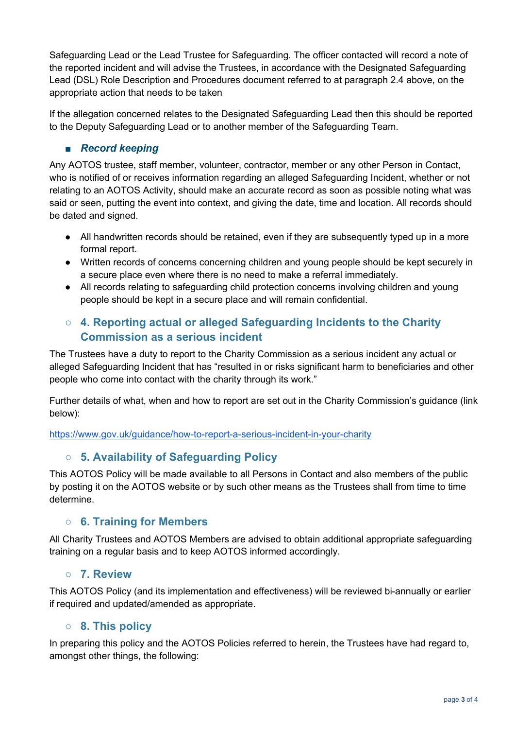Safeguarding Lead or the Lead Trustee for Safeguarding. The officer contacted will record a note of the reported incident and will advise the Trustees, in accordance with the Designated Safeguarding Lead (DSL) Role Description and Procedures document referred to at paragraph 2.4 above, on the appropriate action that needs to be taken

If the allegation concerned relates to the Designated Safeguarding Lead then this should be reported to the Deputy Safeguarding Lead or to another member of the Safeguarding Team.

#### *Record keeping*

Any AOTOS trustee, staff member, volunteer, contractor, member or any other Person in Contact, who is notified of or receives information regarding an alleged Safeguarding Incident, whether or not relating to an AOTOS Activity, should make an accurate record as soon as possible noting what was said or seen, putting the event into context, and giving the date, time and location. All records should be dated and signed.

- All handwritten records should be retained, even if they are subsequently typed up in a more formal report.
- Written records of concerns concerning children and young people should be kept securely in a secure place even where there is no need to make a referral immediately.
- All records relating to safeguarding child protection concerns involving children and young people should be kept in a secure place and will remain confidential.

### 4. Reporting actual or alleged Safeguarding Incidents to the Charity Commission as a serious incident

The Trustees have a duty to report to the Charity Commission as a serious incident any actual or alleged Safeguarding Incident that has "resulted in or risks significant harm to beneficiaries and other people who come into contact with the charity through its work."

Further details of what, when and how to report are set out in the Charity Commission's guidance (link below):

https://www.gov.uk/guidance/how-to-report-a-serious-incident-in-your-charity

### 5. Availability of Safeguarding Policy

This AOTOS Policy will be made available to all Persons in Contact and also members of the public by posting it on the AOTOS website or by such other means as the Trustees shall from time to time determine.

### 6. Training for Members

All Charity Trustees and AOTOS Members are advised to obtain additional appropriate safeguarding training on a regular basis and to keep AOTOS informed accordingly.

### 7. Review

This AOTOS Policy (and its implementation and effectiveness) will be reviewed bi-annually or earlier if required and updated/amended as appropriate.

### 8. This policy

In preparing this policy and the AOTOS Policies referred to herein, the Trustees have had regard to, amongst other things, the following: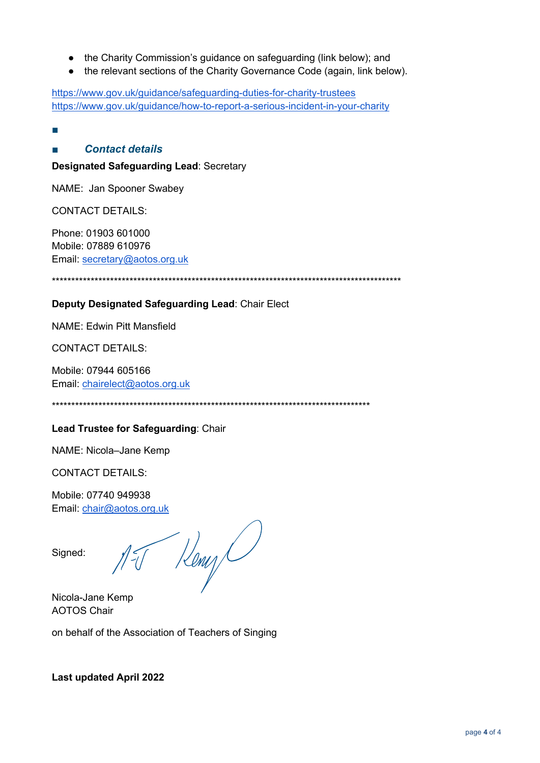- the Charity Commission's guidance on safeguarding (link below); and
- the relevant sections of the Charity Governance Code (again, link below).

https://www.gov.uk/guidance/safeguarding-duties-for-charity-trustees
https://www.gov.uk/guidance/how-to-report-a-serious-incident-in-your-charity

■

■ ***Contact details***

**Designated Safeguarding Lead**: Secretary

NAME: Jan Spooner Swabey

CONTACT DETAILS:

Phone: 01903 601000
Mobile: 07889 610976
Email: secretary@aotos.org.uk

*********************************************************************************************

**Deputy Designated Safeguarding Lead**: Chair Elect

NAME: Edwin Pitt Mansfield

CONTACT DETAILS:

Mobile: 07944 605166
Email: chairelect@aotos.org.uk

*************************************************************************************

**Lead Trustee for Safeguarding**: Chair

NAME: Nicola–Jane Kemp

CONTACT DETAILS:

Mobile: 07740 949938
Email: chair@aotos.org.uk

Signed:

Nicola-Jane Kemp
AOTOS Chair

on behalf of the Association of Teachers of Singing

**Last updated April 2022**